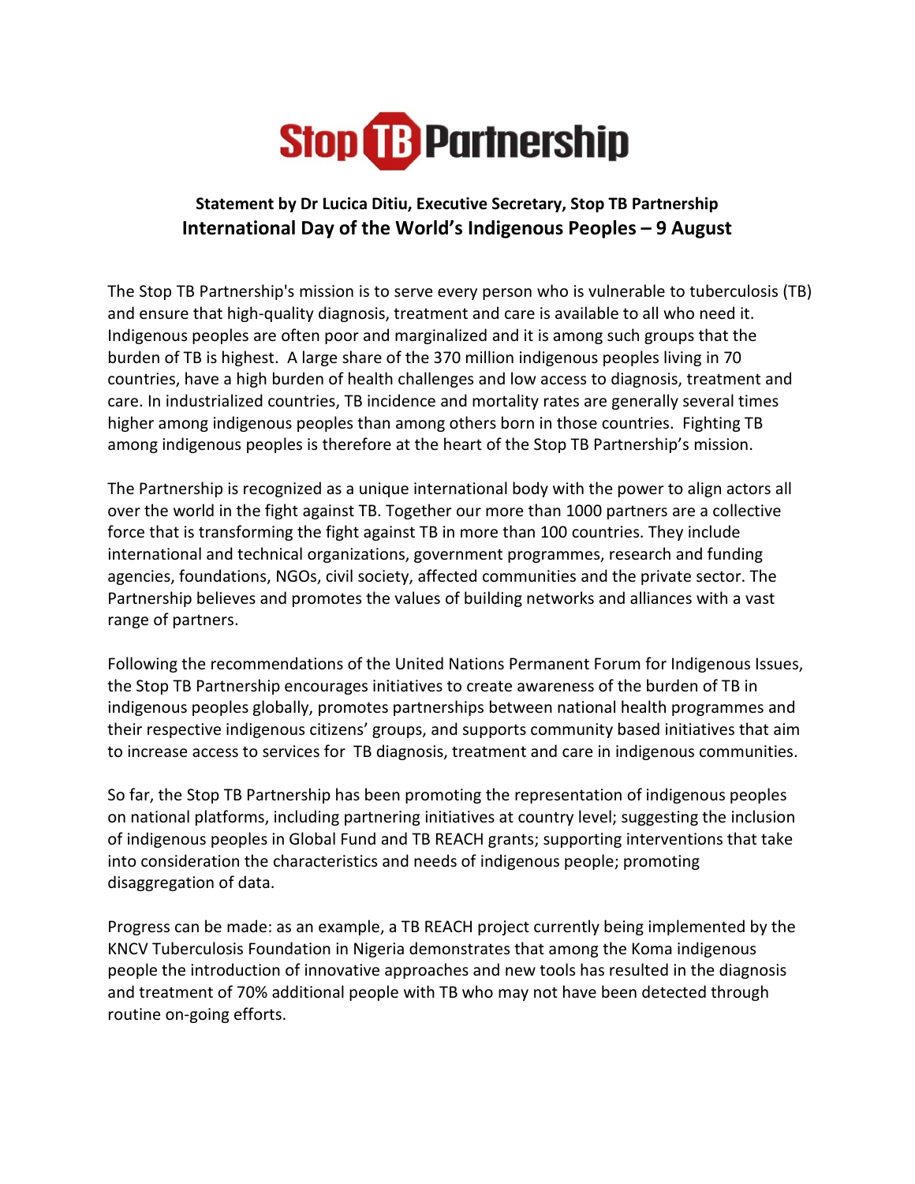**Stop TB Partnership**

**Statement by Dr Lucica Ditiu, Executive Secretary, Stop TB Partnership**

## International Day of the World's Indigenous Peoples – 9 August

The Stop TB Partnership's mission is to serve every person who is vulnerable to tuberculosis (TB) and ensure that high-quality diagnosis, treatment and care is available to all who need it. Indigenous peoples are often poor and marginalized and it is among such groups that the burden of TB is highest. A large share of the 370 million indigenous peoples living in 70 countries, have a high burden of health challenges and low access to diagnosis, treatment and care. In industrialized countries, TB incidence and mortality rates are generally several times higher among indigenous peoples than among others born in those countries. Fighting TB among indigenous peoples is therefore at the heart of the Stop TB Partnership's mission.

The Partnership is recognized as a unique international body with the power to align actors all over the world in the fight against TB. Together our more than 1000 partners are a collective force that is transforming the fight against TB in more than 100 countries. They include international and technical organizations, government programmes, research and funding agencies, foundations, NGOs, civil society, affected communities and the private sector. The Partnership believes and promotes the values of building networks and alliances with a vast range of partners.

Following the recommendations of the United Nations Permanent Forum for Indigenous Issues, the Stop TB Partnership encourages initiatives to create awareness of the burden of TB in indigenous peoples globally, promotes partnerships between national health programmes and their respective indigenous citizens' groups, and supports community based initiatives that aim to increase access to services for TB diagnosis, treatment and care in indigenous communities.

So far, the Stop TB Partnership has been promoting the representation of indigenous peoples on national platforms, including partnering initiatives at country level; suggesting the inclusion of indigenous peoples in Global Fund and TB REACH grants; supporting interventions that take into consideration the characteristics and needs of indigenous people; promoting disaggregation of data.

Progress can be made: as an example, a TB REACH project currently being implemented by the KNCV Tuberculosis Foundation in Nigeria demonstrates that among the Koma indigenous people the introduction of innovative approaches and new tools has resulted in the diagnosis and treatment of 70% additional people with TB who may not have been detected through routine on-going efforts.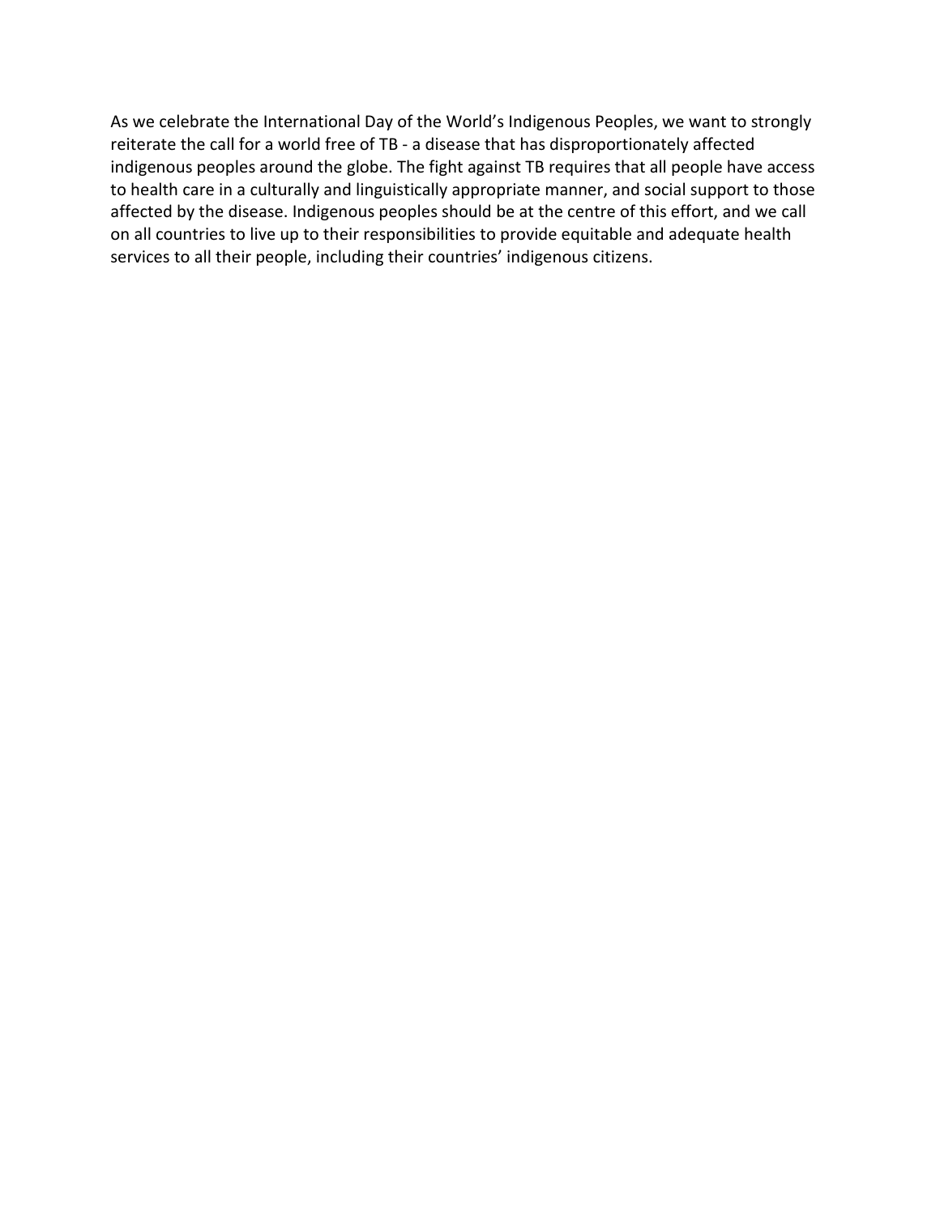As we celebrate the International Day of the World's Indigenous Peoples, we want to strongly reiterate the call for a world free of TB - a disease that has disproportionately affected indigenous peoples around the globe. The fight against TB requires that all people have access to health care in a culturally and linguistically appropriate manner, and social support to those affected by the disease. Indigenous peoples should be at the centre of this effort, and we call on all countries to live up to their responsibilities to provide equitable and adequate health services to all their people, including their countries' indigenous citizens.